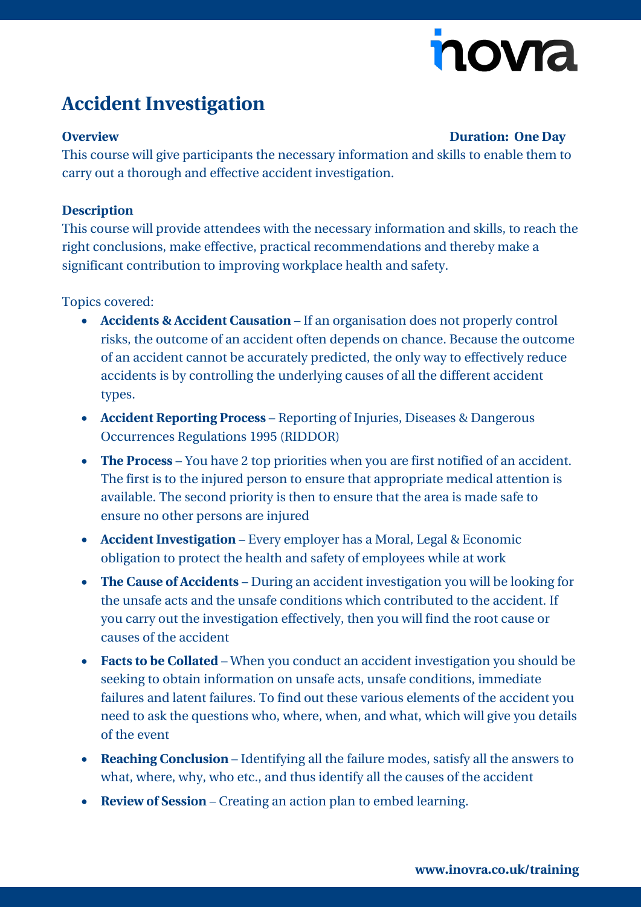inovra

# Accident Investigation

**Overview** **Duration: One Day**

This course will give participants the necessary information and skills to enable them to carry out a thorough and effective accident investigation.

**Description**

This course will provide attendees with the necessary information and skills, to reach the right conclusions, make effective, practical recommendations and thereby make a significant contribution to improving workplace health and safety.

Topics covered:

- **Accidents & Accident Causation** – If an organisation does not properly control risks, the outcome of an accident often depends on chance. Because the outcome of an accident cannot be accurately predicted, the only way to effectively reduce accidents is by controlling the underlying causes of all the different accident types.
- **Accident Reporting Process** – Reporting of Injuries, Diseases & Dangerous Occurrences Regulations 1995 (RIDDOR)
- **The Process** – You have 2 top priorities when you are first notified of an accident. The first is to the injured person to ensure that appropriate medical attention is available. The second priority is then to ensure that the area is made safe to ensure no other persons are injured
- **Accident Investigation** – Every employer has a Moral, Legal & Economic obligation to protect the health and safety of employees while at work
- **The Cause of Accidents** – During an accident investigation you will be looking for the unsafe acts and the unsafe conditions which contributed to the accident. If you carry out the investigation effectively, then you will find the root cause or causes of the accident
- **Facts to be Collated** – When you conduct an accident investigation you should be seeking to obtain information on unsafe acts, unsafe conditions, immediate failures and latent failures. To find out these various elements of the accident you need to ask the questions who, where, when, and what, which will give you details of the event
- **Reaching Conclusion** – Identifying all the failure modes, satisfy all the answers to what, where, why, who etc., and thus identify all the causes of the accident
- **Review of Session** – Creating an action plan to embed learning.

**www.inovra.co.uk/training**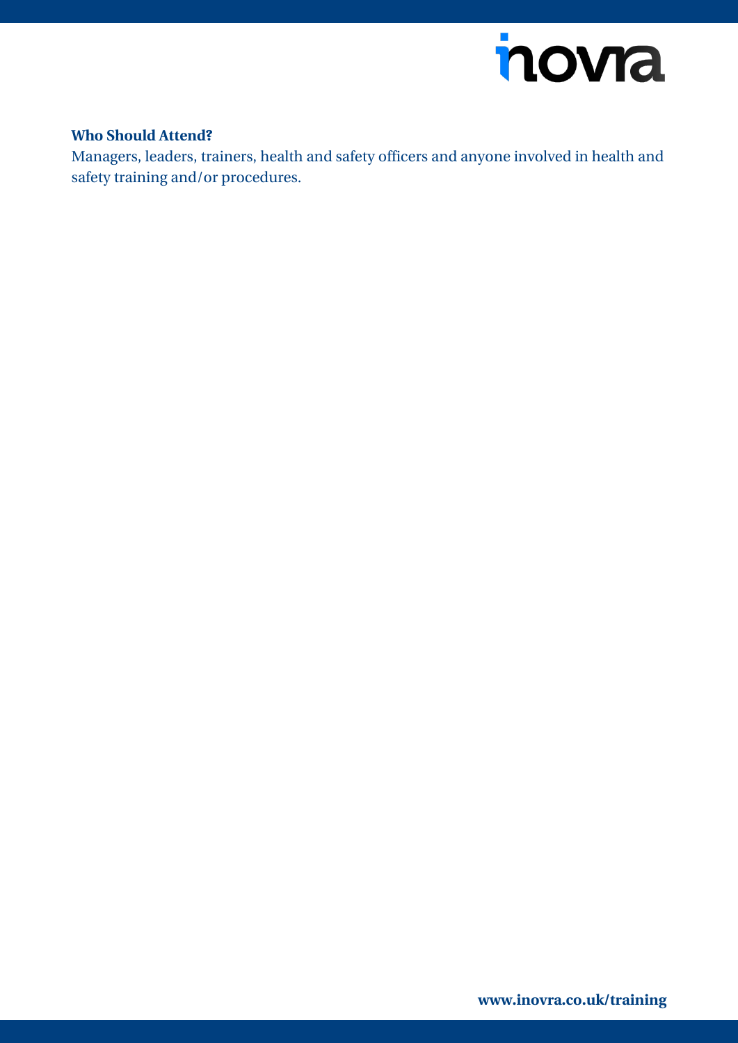**Who Should Attend?**

Managers, leaders, trainers, health and safety officers and anyone involved in health and safety training and/or procedures.

**www.inovra.co.uk/training**